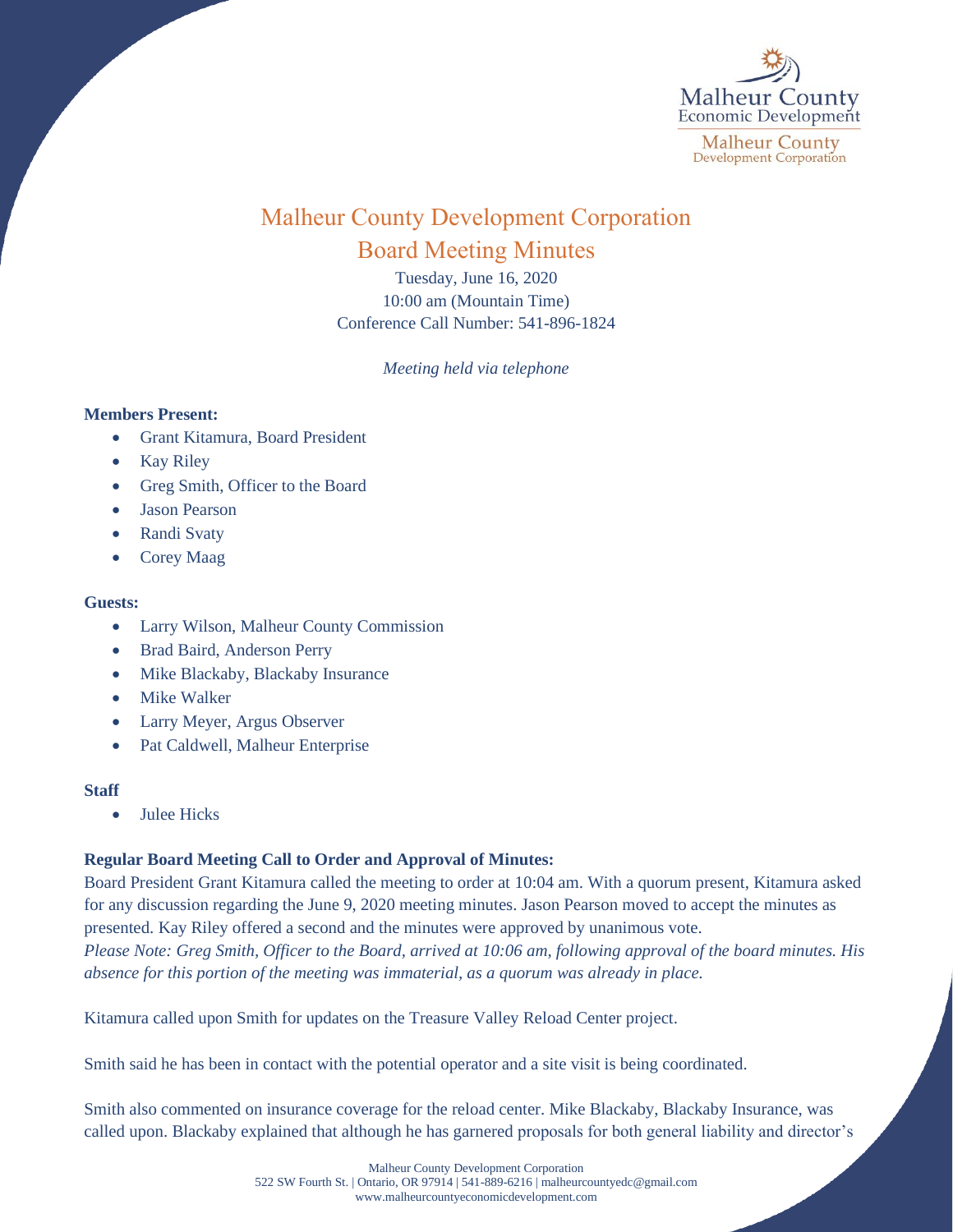# Malheur County Development Corporation

## Board Meeting Minutes

Tuesday, June 16, 2020
10:00 am (Mountain Time)
Conference Call Number: 541-896-1824

*Meeting held via telephone*

**Members Present:**

- Grant Kitamura, Board President
- Kay Riley
- Greg Smith, Officer to the Board
- Jason Pearson
- Randi Svaty
- Corey Maag

**Guests:**

- Larry Wilson, Malheur County Commission
- Brad Baird, Anderson Perry
- Mike Blackaby, Blackaby Insurance
- Mike Walker
- Larry Meyer, Argus Observer
- Pat Caldwell, Malheur Enterprise

**Staff**

- Julee Hicks

**Regular Board Meeting Call to Order and Approval of Minutes:**

Board President Grant Kitamura called the meeting to order at 10:04 am. With a quorum present, Kitamura asked for any discussion regarding the June 9, 2020 meeting minutes. Jason Pearson moved to accept the minutes as presented. Kay Riley offered a second and the minutes were approved by unanimous vote.
*Please Note: Greg Smith, Officer to the Board, arrived at 10:06 am, following approval of the board minutes. His absence for this portion of the meeting was immaterial, as a quorum was already in place.*

Kitamura called upon Smith for updates on the Treasure Valley Reload Center project.

Smith said he has been in contact with the potential operator and a site visit is being coordinated.

Smith also commented on insurance coverage for the reload center. Mike Blackaby, Blackaby Insurance, was called upon. Blackaby explained that although he has garnered proposals for both general liability and director's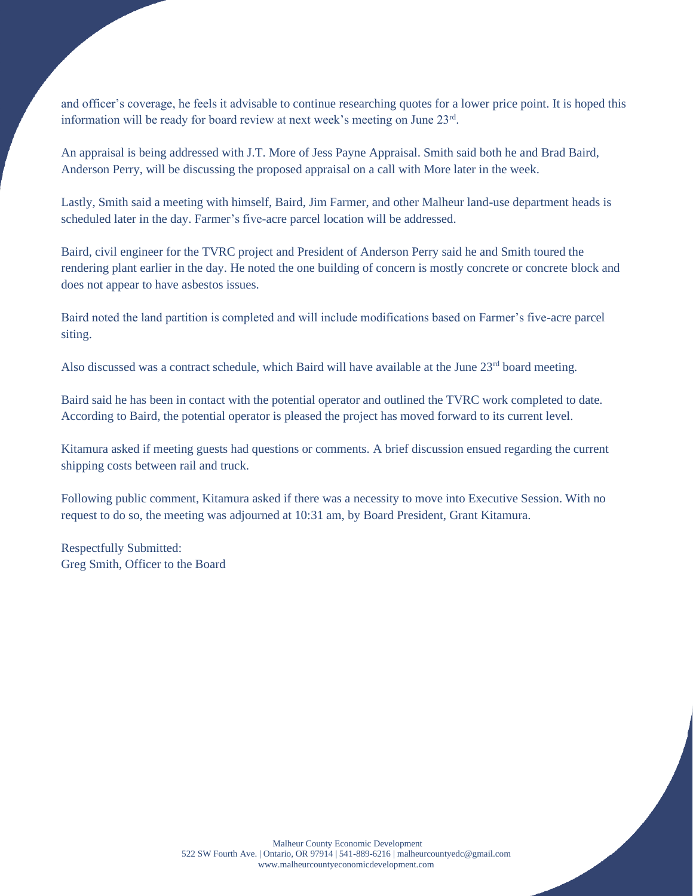and officer's coverage, he feels it advisable to continue researching quotes for a lower price point. It is hoped this information will be ready for board review at next week's meeting on June 23rd.

An appraisal is being addressed with J.T. More of Jess Payne Appraisal. Smith said both he and Brad Baird, Anderson Perry, will be discussing the proposed appraisal on a call with More later in the week.

Lastly, Smith said a meeting with himself, Baird, Jim Farmer, and other Malheur land-use department heads is scheduled later in the day. Farmer's five-acre parcel location will be addressed.

Baird, civil engineer for the TVRC project and President of Anderson Perry said he and Smith toured the rendering plant earlier in the day. He noted the one building of concern is mostly concrete or concrete block and does not appear to have asbestos issues.

Baird noted the land partition is completed and will include modifications based on Farmer's five-acre parcel siting.

Also discussed was a contract schedule, which Baird will have available at the June 23rd board meeting.

Baird said he has been in contact with the potential operator and outlined the TVRC work completed to date. According to Baird, the potential operator is pleased the project has moved forward to its current level.

Kitamura asked if meeting guests had questions or comments. A brief discussion ensued regarding the current shipping costs between rail and truck.

Following public comment, Kitamura asked if there was a necessity to move into Executive Session. With no request to do so, the meeting was adjourned at 10:31 am, by Board President, Grant Kitamura.

Respectfully Submitted:
Greg Smith, Officer to the Board